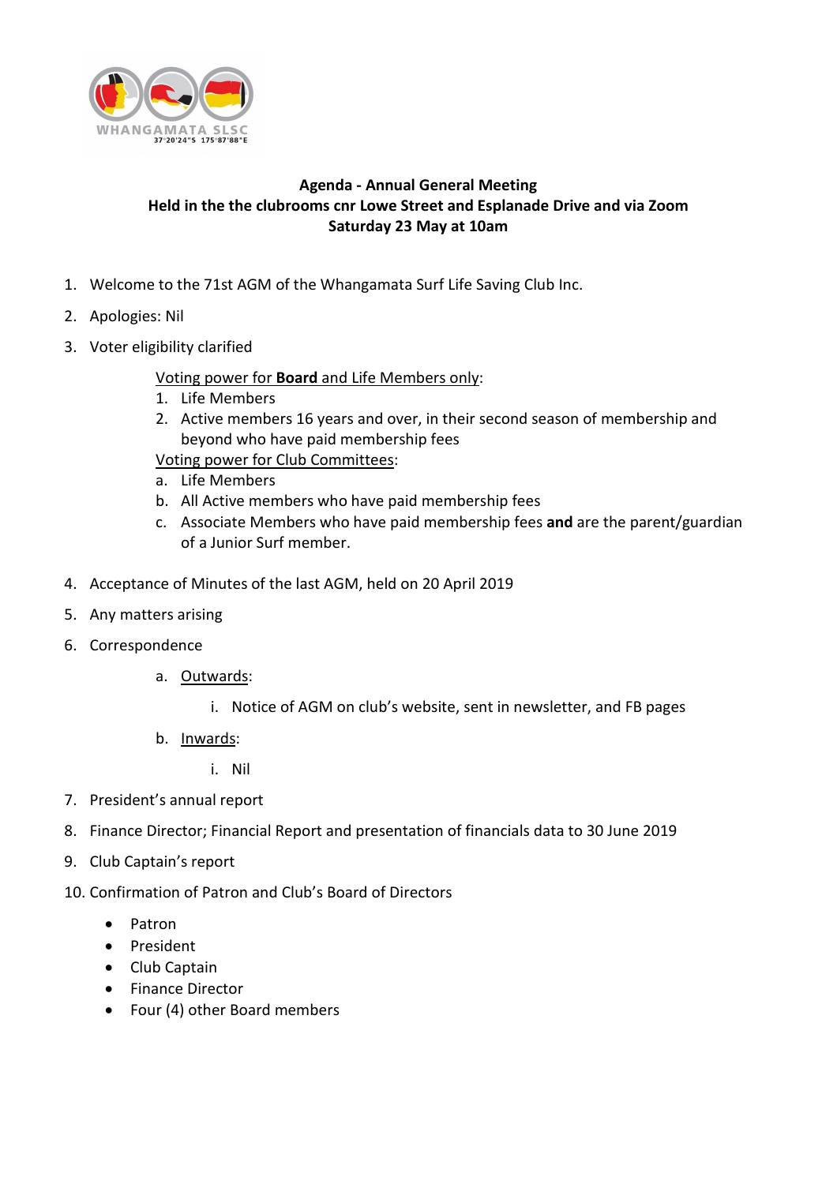WHANGAMATA SLSC
37°20'24"S 175°87'88"E

**Agenda - Annual General Meeting**
**Held in the the clubrooms cnr Lowe Street and Esplanade Drive and via Zoom**
**Saturday 23 May at 10am**

1. Welcome to the 71st AGM of the Whangamata Surf Life Saving Club Inc.
2. Apologies: Nil
3. Voter eligibility clarified

   Voting power for **Board** and Life Members only:
   1. Life Members
   2. Active members 16 years and over, in their second season of membership and beyond who have paid membership fees

   Voting power for Club Committees:
   a. Life Members
   b. All Active members who have paid membership fees
   c. Associate Members who have paid membership fees **and** are the parent/guardian of a Junior Surf member.

4. Acceptance of Minutes of the last AGM, held on 20 April 2019
5. Any matters arising
6. Correspondence
   a. Outwards:
      i. Notice of AGM on club's website, sent in newsletter, and FB pages
   b. Inwards:
      i. Nil
7. President's annual report
8. Finance Director; Financial Report and presentation of financials data to 30 June 2019
9. Club Captain's report
10. Confirmation of Patron and Club's Board of Directors
    - Patron
    - President
    - Club Captain
    - Finance Director
    - Four (4) other Board members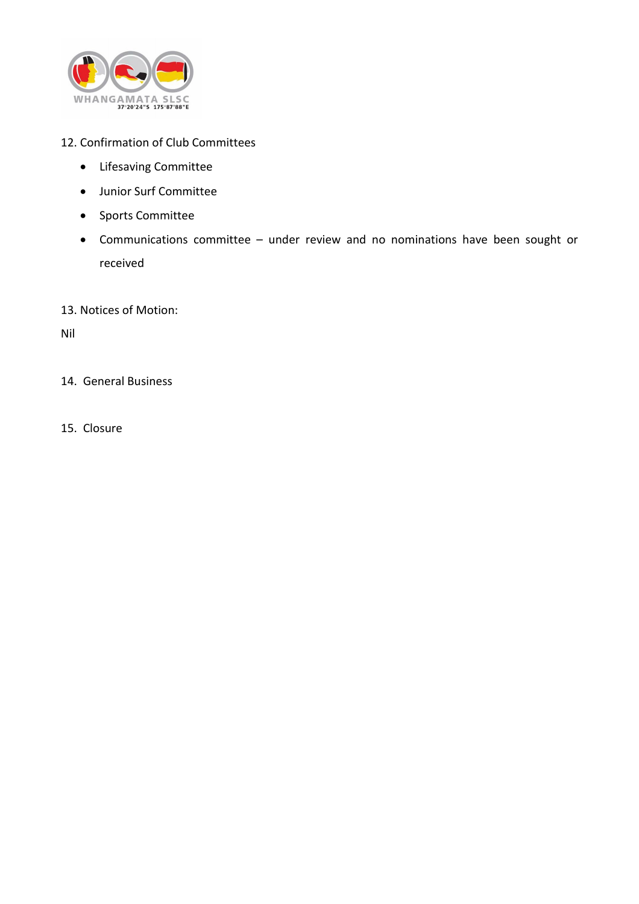12. Confirmation of Club Committees

- Lifesaving Committee
- Junior Surf Committee
- Sports Committee
- Communications committee – under review and no nominations have been sought or received

13. Notices of Motion:

Nil

14. General Business

15. Closure